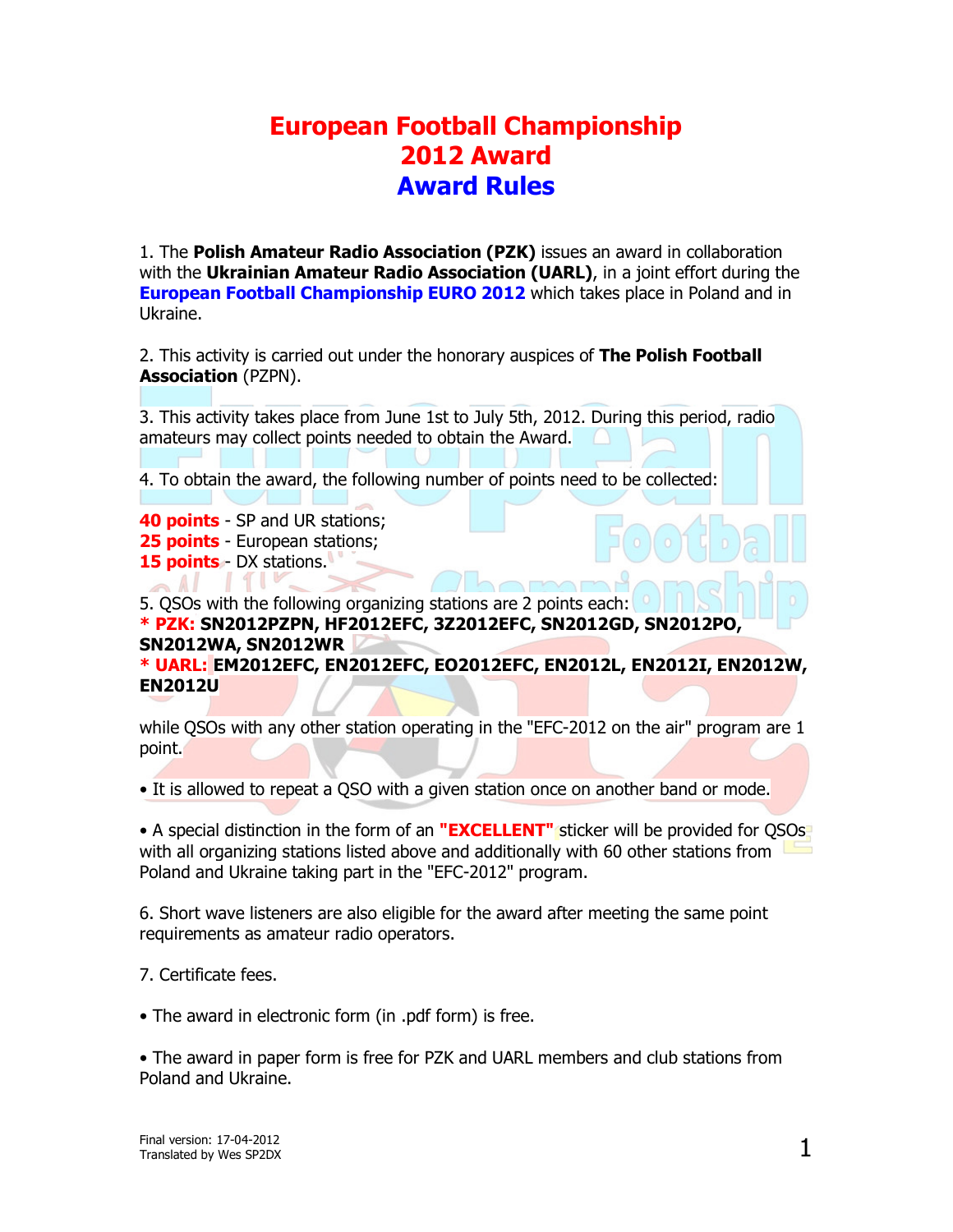# European Football Championship 2012 Award

## Award Rules

1. The **Polish Amateur Radio Association (PZK)** issues an award in collaboration with the **Ukrainian Amateur Radio Association (UARL)**, in a joint effort during the **European Football Championship EURO 2012** which takes place in Poland and in Ukraine.

2. This activity is carried out under the honorary auspices of **The Polish Football Association** (PZPN).

3. This activity takes place from June 1st to July 5th, 2012. During this period, radio amateurs may collect points needed to obtain the Award.

4. To obtain the award, the following number of points need to be collected:

**40 points** - SP and UR stations;
**25 points** - European stations;
**15 points** - DX stations.

5. QSOs with the following organizing stations are 2 points each:
**\* PZK: SN2012PZPN, HF2012EFC, 3Z2012EFC, SN2012GD, SN2012PO, SN2012WA, SN2012WR**
**\* UARL: EM2012EFC, EN2012EFC, EO2012EFC, EN2012L, EN2012I, EN2012W, EN2012U**

while QSOs with any other station operating in the "EFC-2012 on the air" program are 1 point.

• It is allowed to repeat a QSO with a given station once on another band or mode.

• A special distinction in the form of an **"EXCELLENT"** sticker will be provided for QSOs with all organizing stations listed above and additionally with 60 other stations from Poland and Ukraine taking part in the "EFC-2012" program.

6. Short wave listeners are also eligible for the award after meeting the same point requirements as amateur radio operators.

7. Certificate fees.

• The award in electronic form (in .pdf form) is free.

• The award in paper form is free for PZK and UARL members and club stations from Poland and Ukraine.

Final version: 17-04-2012
Translated by Wes SP2DX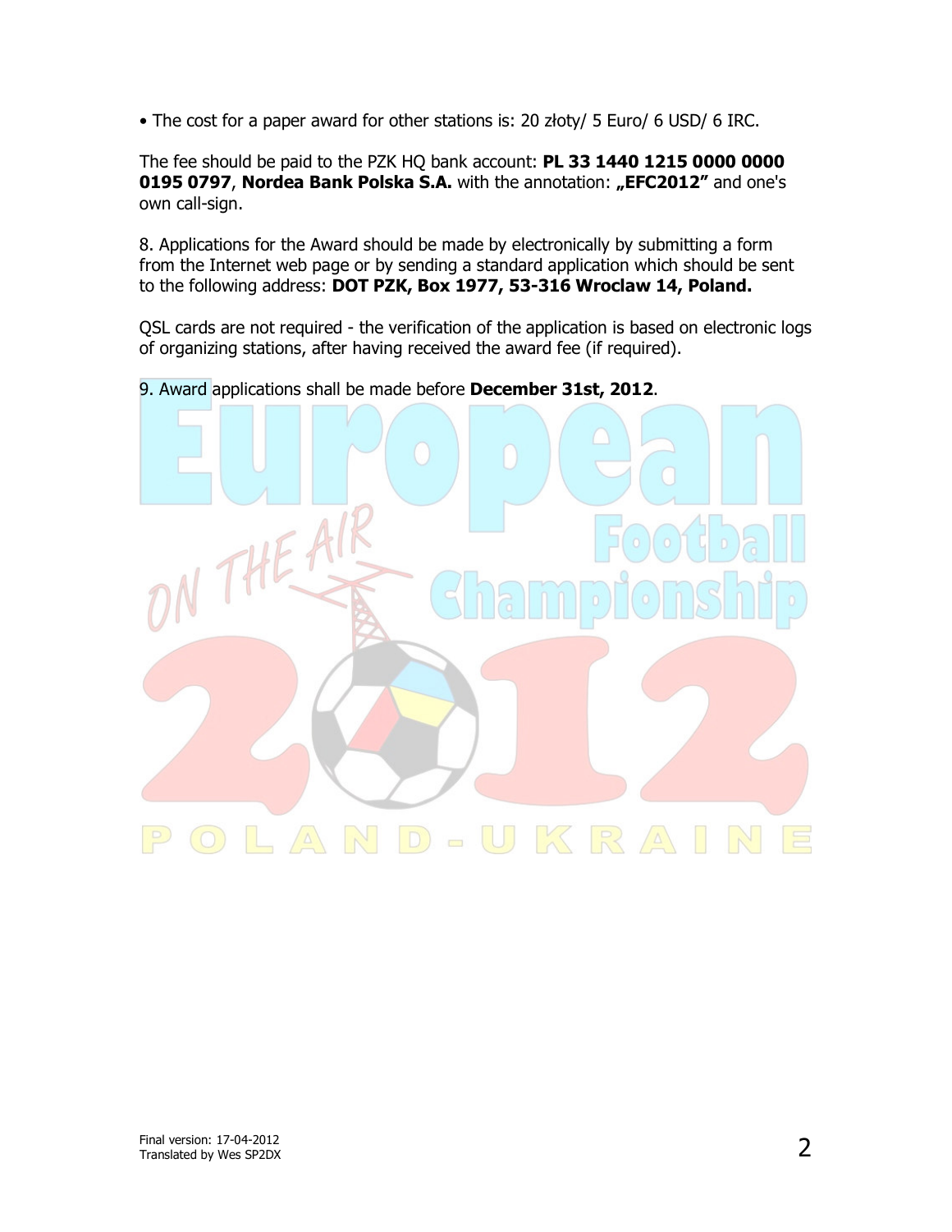• The cost for a paper award for other stations is: 20 złoty/ 5 Euro/ 6 USD/ 6 IRC.

The fee should be paid to the PZK HQ bank account: **PL 33 1440 1215 0000 0000 0195 0797**, **Nordea Bank Polska S.A.** with the annotation: **„EFC2012"** and one's own call-sign.

8. Applications for the Award should be made by electronically by submitting a form from the Internet web page or by sending a standard application which should be sent to the following address: **DOT PZK, Box 1977, 53-316 Wroclaw 14, Poland.**

QSL cards are not required - the verification of the application is based on electronic logs of organizing stations, after having received the award fee (if required).

9. Award applications shall be made before **December 31st, 2012**.

Final version: 17-04-2012
Translated by Wes SP2DX